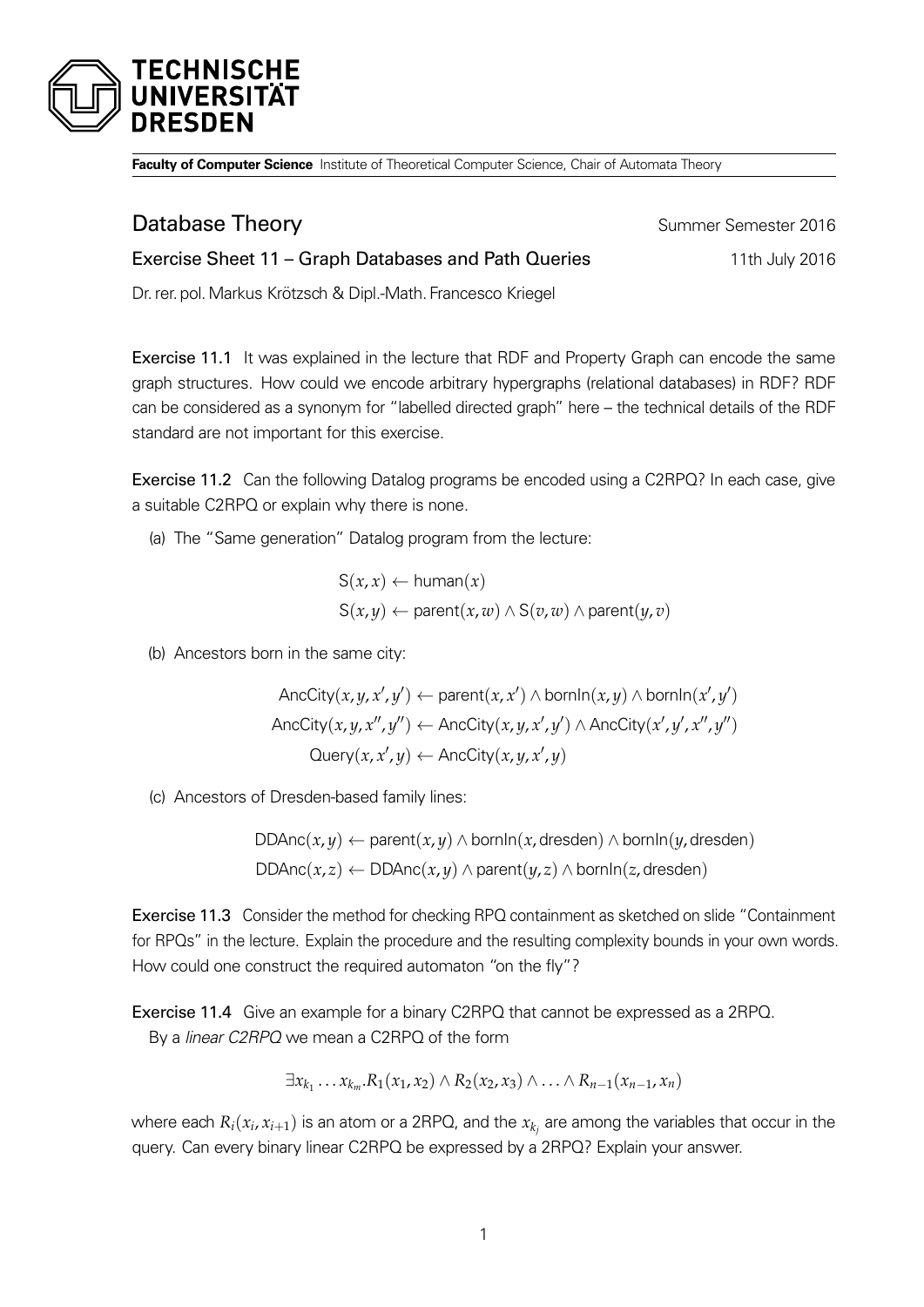**TECHNISCHE UNIVERSITÄT DRESDEN**

**Faculty of Computer Science** Institute of Theoretical Computer Science, Chair of Automata Theory

# Database Theory

Summer Semester 2016

## Exercise Sheet 11 – Graph Databases and Path Queries

11th July 2016

Dr. rer. pol. Markus Krötzsch & Dipl.-Math. Francesco Kriegel

**Exercise 11.1** It was explained in the lecture that RDF and Property Graph can encode the same graph structures. How could we encode arbitrary hypergraphs (relational databases) in RDF? RDF can be considered as a synonym for "labelled directed graph" here – the technical details of the RDF standard are not important for this exercise.

**Exercise 11.2** Can the following Datalog programs be encoded using a C2RPQ? In each case, give a suitable C2RPQ or explain why there is none.

(a) The "Same generation" Datalog program from the lecture:

$$\mathsf{S}(x,x) \leftarrow \mathsf{human}(x)$$
$$\mathsf{S}(x,y) \leftarrow \mathsf{parent}(x,w) \wedge \mathsf{S}(v,w) \wedge \mathsf{parent}(y,v)$$

(b) Ancestors born in the same city:

$$\mathsf{AncCity}(x,y,x',y') \leftarrow \mathsf{parent}(x,x') \wedge \mathsf{bornIn}(x,y) \wedge \mathsf{bornIn}(x',y')$$
$$\mathsf{AncCity}(x,y,x'',y'') \leftarrow \mathsf{AncCity}(x,y,x',y') \wedge \mathsf{AncCity}(x',y',x'',y'')$$
$$\mathsf{Query}(x,x',y) \leftarrow \mathsf{AncCity}(x,y,x',y)$$

(c) Ancestors of Dresden-based family lines:

$$\mathsf{DDAnc}(x,y) \leftarrow \mathsf{parent}(x,y) \wedge \mathsf{bornIn}(x,\mathsf{dresden}) \wedge \mathsf{bornIn}(y,\mathsf{dresden})$$
$$\mathsf{DDAnc}(x,z) \leftarrow \mathsf{DDAnc}(x,y) \wedge \mathsf{parent}(y,z) \wedge \mathsf{bornIn}(z,\mathsf{dresden})$$

**Exercise 11.3** Consider the method for checking RPQ containment as sketched on slide "Containment for RPQs" in the lecture. Explain the procedure and the resulting complexity bounds in your own words. How could one construct the required automaton "on the fly"?

**Exercise 11.4** Give an example for a binary C2RPQ that cannot be expressed as a 2RPQ.

By a *linear C2RPQ* we mean a C2RPQ of the form

$$\exists x_{k_1} \ldots x_{k_m}.R_1(x_1,x_2) \wedge R_2(x_2,x_3) \wedge \ldots \wedge R_{n-1}(x_{n-1},x_n)$$

where each $R_i(x_i,x_{i+1})$ is an atom or a 2RPQ, and the $x_{k_j}$ are among the variables that occur in the query. Can every binary linear C2RPQ be expressed by a 2RPQ? Explain your answer.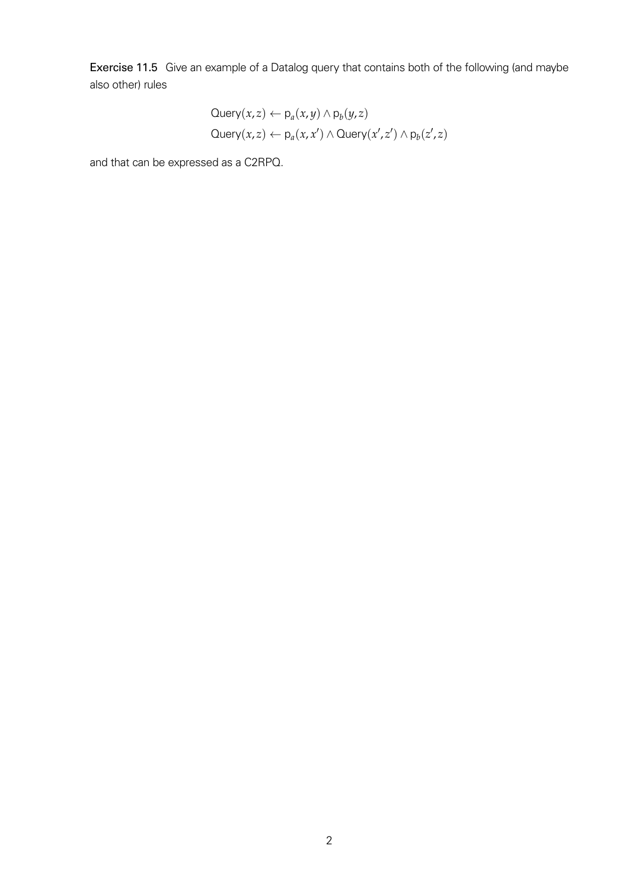**Exercise 11.5** Give an example of a Datalog query that contains both of the following (and maybe also other) rules

$$\mathsf{Query}(x,z) \leftarrow \mathsf{p}_a(x,y) \wedge \mathsf{p}_b(y,z)$$
$$\mathsf{Query}(x,z) \leftarrow \mathsf{p}_a(x,x') \wedge \mathsf{Query}(x',z') \wedge \mathsf{p}_b(z',z)$$

and that can be expressed as a C2RPQ.